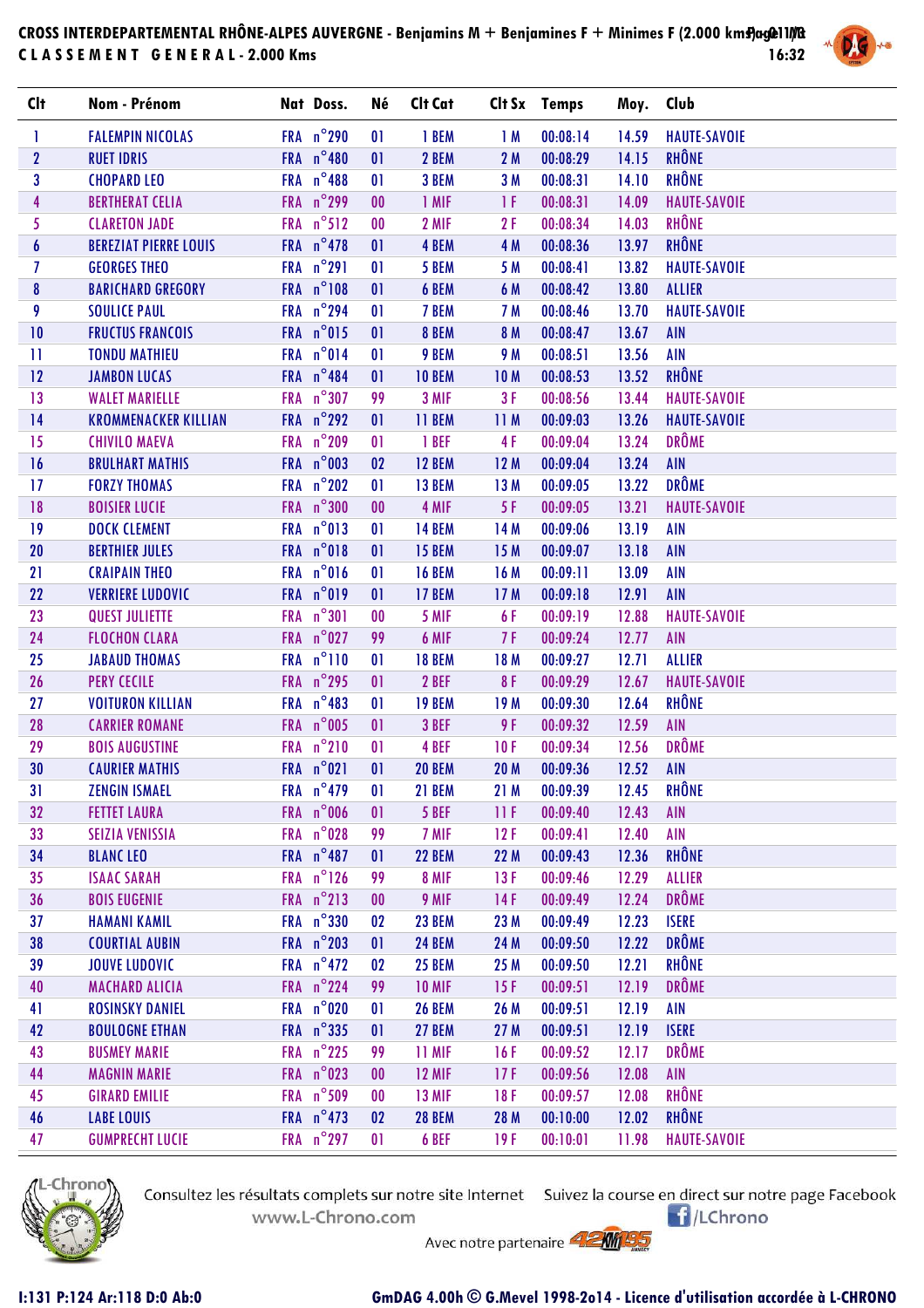# CROSS INTERDEPARTEMENTAL RHÔNE-ALPES AUVERGNE - Benjamins M + Benjamines F + Minimes F (2.000 kms)

## CLASSEMENT GENERAL - 2.000 Kms

| Clt | Nom - Prénom | Nat | Doss. | Né | Clt Cat | Clt Sx | Temps | Moy. | Club |
|---|---|---|---|---|---|---|---|---|---|
| 1 | FALEMPIN NICOLAS | FRA | n°290 | 01 | 1 BEM | 1 M | 00:08:14 | 14.59 | HAUTE-SAVOIE |
| 2 | RUET IDRIS | FRA | n°480 | 01 | 2 BEM | 2 M | 00:08:29 | 14.15 | RHÔNE |
| 3 | CHOPARD LEO | FRA | n°488 | 01 | 3 BEM | 3 M | 00:08:31 | 14.10 | RHÔNE |
| 4 | BERTHERAT CELIA | FRA | n°299 | 00 | 1 MIF | 1 F | 00:08:31 | 14.09 | HAUTE-SAVOIE |
| 5 | CLARETON JADE | FRA | n°512 | 00 | 2 MIF | 2 F | 00:08:34 | 14.03 | RHÔNE |
| 6 | BEREZIAT PIERRE LOUIS | FRA | n°478 | 01 | 4 BEM | 4 M | 00:08:36 | 13.97 | RHÔNE |
| 7 | GEORGES THEO | FRA | n°291 | 01 | 5 BEM | 5 M | 00:08:41 | 13.82 | HAUTE-SAVOIE |
| 8 | BARICHARD GREGORY | FRA | n°108 | 01 | 6 BEM | 6 M | 00:08:42 | 13.80 | ALLIER |
| 9 | SOULICE PAUL | FRA | n°294 | 01 | 7 BEM | 7 M | 00:08:46 | 13.70 | HAUTE-SAVOIE |
| 10 | FRUCTUS FRANCOIS | FRA | n°015 | 01 | 8 BEM | 8 M | 00:08:47 | 13.67 | AIN |
| 11 | TONDU MATHIEU | FRA | n°014 | 01 | 9 BEM | 9 M | 00:08:51 | 13.56 | AIN |
| 12 | JAMBON LUCAS | FRA | n°484 | 01 | 10 BEM | 10 M | 00:08:53 | 13.52 | RHÔNE |
| 13 | WALET MARIELLE | FRA | n°307 | 99 | 3 MIF | 3 F | 00:08:56 | 13.44 | HAUTE-SAVOIE |
| 14 | KROMMENACKER KILLIAN | FRA | n°292 | 01 | 11 BEM | 11 M | 00:09:03 | 13.26 | HAUTE-SAVOIE |
| 15 | CHIVILO MAEVA | FRA | n°209 | 01 | 1 BEF | 4 F | 00:09:04 | 13.24 | DRÔME |
| 16 | BRULHART MATHIS | FRA | n°003 | 02 | 12 BEM | 12 M | 00:09:04 | 13.24 | AIN |
| 17 | FORZY THOMAS | FRA | n°202 | 01 | 13 BEM | 13 M | 00:09:05 | 13.22 | DRÔME |
| 18 | BOISIER LUCIE | FRA | n°300 | 00 | 4 MIF | 5 F | 00:09:05 | 13.21 | HAUTE-SAVOIE |
| 19 | DOCK CLEMENT | FRA | n°013 | 01 | 14 BEM | 14 M | 00:09:06 | 13.19 | AIN |
| 20 | BERTHIER JULES | FRA | n°018 | 01 | 15 BEM | 15 M | 00:09:07 | 13.18 | AIN |
| 21 | CRAIPAIN THEO | FRA | n°016 | 01 | 16 BEM | 16 M | 00:09:11 | 13.09 | AIN |
| 22 | VERRIERE LUDOVIC | FRA | n°019 | 01 | 17 BEM | 17 M | 00:09:18 | 12.91 | AIN |
| 23 | QUEST JULIETTE | FRA | n°301 | 00 | 5 MIF | 6 F | 00:09:19 | 12.88 | HAUTE-SAVOIE |
| 24 | FLOCHON CLARA | FRA | n°027 | 99 | 6 MIF | 7 F | 00:09:24 | 12.77 | AIN |
| 25 | JABAUD THOMAS | FRA | n°110 | 01 | 18 BEM | 18 M | 00:09:27 | 12.71 | ALLIER |
| 26 | PERY CECILE | FRA | n°295 | 01 | 2 BEF | 8 F | 00:09:29 | 12.67 | HAUTE-SAVOIE |
| 27 | VOITURON KILLIAN | FRA | n°483 | 01 | 19 BEM | 19 M | 00:09:30 | 12.64 | RHÔNE |
| 28 | CARRIER ROMANE | FRA | n°005 | 01 | 3 BEF | 9 F | 00:09:32 | 12.59 | AIN |
| 29 | BOIS AUGUSTINE | FRA | n°210 | 01 | 4 BEF | 10 F | 00:09:34 | 12.56 | DRÔME |
| 30 | CAURIER MATHIS | FRA | n°021 | 01 | 20 BEM | 20 M | 00:09:36 | 12.52 | AIN |
| 31 | ZENGIN ISMAEL | FRA | n°479 | 01 | 21 BEM | 21 M | 00:09:39 | 12.45 | RHÔNE |
| 32 | FETTET LAURA | FRA | n°006 | 01 | 5 BEF | 11 F | 00:09:40 | 12.43 | AIN |
| 33 | SEIZIA VENISSIA | FRA | n°028 | 99 | 7 MIF | 12 F | 00:09:41 | 12.40 | AIN |
| 34 | BLANC LEO | FRA | n°487 | 01 | 22 BEM | 22 M | 00:09:43 | 12.36 | RHÔNE |
| 35 | ISAAC SARAH | FRA | n°126 | 99 | 8 MIF | 13 F | 00:09:46 | 12.29 | ALLIER |
| 36 | BOIS EUGENIE | FRA | n°213 | 00 | 9 MIF | 14 F | 00:09:49 | 12.24 | DRÔME |
| 37 | HAMANI KAMIL | FRA | n°330 | 02 | 23 BEM | 23 M | 00:09:49 | 12.23 | ISERE |
| 38 | COURTIAL AUBIN | FRA | n°203 | 01 | 24 BEM | 24 M | 00:09:50 | 12.22 | DRÔME |
| 39 | JOUVE LUDOVIC | FRA | n°472 | 02 | 25 BEM | 25 M | 00:09:50 | 12.21 | RHÔNE |
| 40 | MACHARD ALICIA | FRA | n°224 | 99 | 10 MIF | 15 F | 00:09:51 | 12.19 | DRÔME |
| 41 | ROSINSKY DANIEL | FRA | n°020 | 01 | 26 BEM | 26 M | 00:09:51 | 12.19 | AIN |
| 42 | BOULOGNE ETHAN | FRA | n°335 | 01 | 27 BEM | 27 M | 00:09:51 | 12.19 | ISERE |
| 43 | BUSMEY MARIE | FRA | n°225 | 99 | 11 MIF | 16 F | 00:09:52 | 12.17 | DRÔME |
| 44 | MAGNIN MARIE | FRA | n°023 | 00 | 12 MIF | 17 F | 00:09:56 | 12.08 | AIN |
| 45 | GIRARD EMILIE | FRA | n°509 | 00 | 13 MIF | 18 F | 00:09:57 | 12.08 | RHÔNE |
| 46 | LABE LOUIS | FRA | n°473 | 02 | 28 BEM | 28 M | 00:10:00 | 12.02 | RHÔNE |
| 47 | GUMPRECHT LUCIE | FRA | n°297 | 01 | 6 BEF | 19 F | 00:10:01 | 11.98 | HAUTE-SAVOIE |

Consultez les résultats complets sur notre site Internet www.L-Chrono.com

Suivez la course en direct sur notre page Facebook /LChrono

Avec notre partenaire

I:131 P:124 Ar:118 D:0 Ab:0

GmDAG 4.00h © G.Mevel 1998-2014 - Licence d'utilisation accordée à L-CHRONO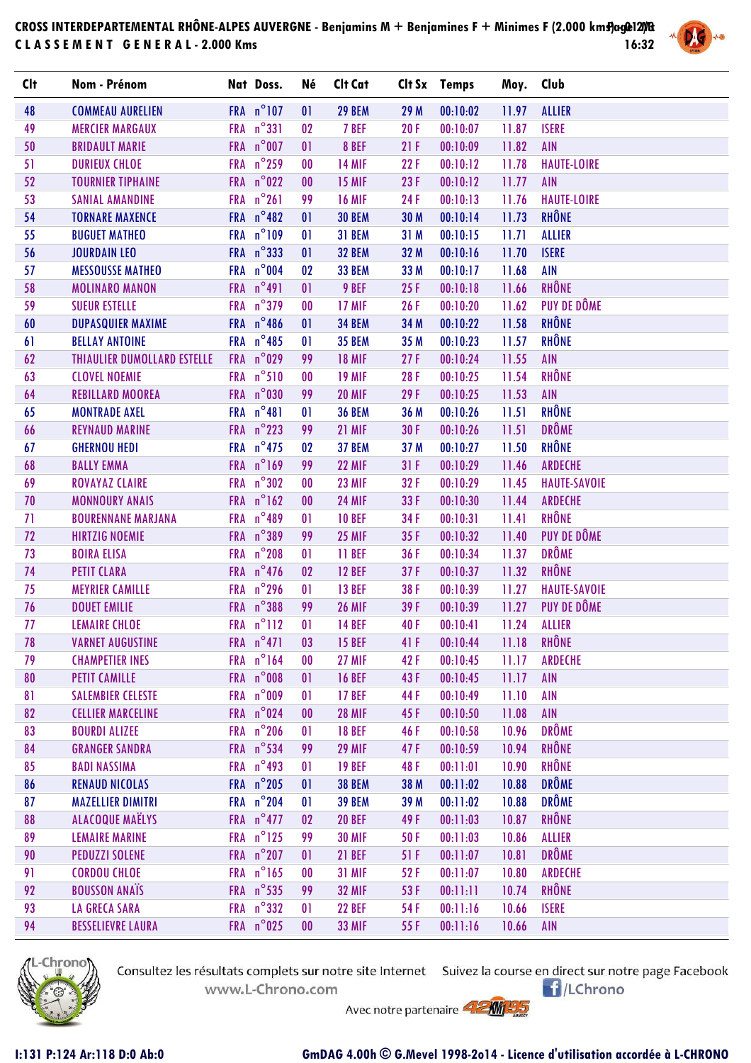**CROSS INTERDEPARTEMENTAL RHÔNE-ALPES AUVERGNE - Benjamins M + Benjamines F + Minimes F (2.000 kms)**
**CLASSEMENT GENERAL - 2.000 Kms**

16:32

| Clt | Nom - Prénom | Nat | Doss. | Né | Clt Cat | Clt Sx | Temps | Moy. | Club |
|---|---|---|---|---|---|---|---|---|---|
| 48 | COMMEAU AURELIEN | FRA | n°107 | 01 | 29 BEM | 29 M | 00:10:02 | 11.97 | ALLIER |
| 49 | MERCIER MARGAUX | FRA | n°331 | 02 | 7 BEF | 20 F | 00:10:07 | 11.87 | ISERE |
| 50 | BRIDAULT MARIE | FRA | n°007 | 01 | 8 BEF | 21 F | 00:10:09 | 11.82 | AIN |
| 51 | DURIEUX CHLOE | FRA | n°259 | 00 | 14 MIF | 22 F | 00:10:12 | 11.78 | HAUTE-LOIRE |
| 52 | TOURNIER TIPHAINE | FRA | n°022 | 00 | 15 MIF | 23 F | 00:10:12 | 11.77 | AIN |
| 53 | SANIAL AMANDINE | FRA | n°261 | 99 | 16 MIF | 24 F | 00:10:13 | 11.76 | HAUTE-LOIRE |
| 54 | TORNARE MAXENCE | FRA | n°482 | 01 | 30 BEM | 30 M | 00:10:14 | 11.73 | RHÔNE |
| 55 | BUGUET MATHEO | FRA | n°109 | 01 | 31 BEM | 31 M | 00:10:15 | 11.71 | ALLIER |
| 56 | JOURDAIN LEO | FRA | n°333 | 01 | 32 BEM | 32 M | 00:10:16 | 11.70 | ISERE |
| 57 | MESSOUSSE MATHEO | FRA | n°004 | 02 | 33 BEM | 33 M | 00:10:17 | 11.68 | AIN |
| 58 | MOLINARO MANON | FRA | n°491 | 01 | 9 BEF | 25 F | 00:10:18 | 11.66 | RHÔNE |
| 59 | SUEUR ESTELLE | FRA | n°379 | 00 | 17 MIF | 26 F | 00:10:20 | 11.62 | PUY DE DÔME |
| 60 | DUPASQUIER MAXIME | FRA | n°486 | 01 | 34 BEM | 34 M | 00:10:22 | 11.58 | RHÔNE |
| 61 | BELLAY ANTOINE | FRA | n°485 | 01 | 35 BEM | 35 M | 00:10:23 | 11.57 | RHÔNE |
| 62 | THIAULIER DUMOLLARD ESTELLE | FRA | n°029 | 99 | 18 MIF | 27 F | 00:10:24 | 11.55 | AIN |
| 63 | CLOVEL NOEMIE | FRA | n°510 | 00 | 19 MIF | 28 F | 00:10:25 | 11.54 | RHÔNE |
| 64 | REBILLARD MOOREA | FRA | n°030 | 99 | 20 MIF | 29 F | 00:10:25 | 11.53 | AIN |
| 65 | MONTRADE AXEL | FRA | n°481 | 01 | 36 BEM | 36 M | 00:10:26 | 11.51 | RHÔNE |
| 66 | REYNAUD MARINE | FRA | n°223 | 99 | 21 MIF | 30 F | 00:10:26 | 11.51 | DRÔME |
| 67 | GHERNOU HEDI | FRA | n°475 | 02 | 37 BEM | 37 M | 00:10:27 | 11.50 | RHÔNE |
| 68 | BALLY EMMA | FRA | n°169 | 99 | 22 MIF | 31 F | 00:10:29 | 11.46 | ARDECHE |
| 69 | ROVAYAZ CLAIRE | FRA | n°302 | 00 | 23 MIF | 32 F | 00:10:29 | 11.45 | HAUTE-SAVOIE |
| 70 | MONNOURY ANAIS | FRA | n°162 | 00 | 24 MIF | 33 F | 00:10:30 | 11.44 | ARDECHE |
| 71 | BOURENNANE MARJANA | FRA | n°489 | 01 | 10 BEF | 34 F | 00:10:31 | 11.41 | RHÔNE |
| 72 | HIRTZIG NOEMIE | FRA | n°389 | 99 | 25 MIF | 35 F | 00:10:32 | 11.40 | PUY DE DÔME |
| 73 | BOIRA ELISA | FRA | n°208 | 01 | 11 BEF | 36 F | 00:10:34 | 11.37 | DRÔME |
| 74 | PETIT CLARA | FRA | n°476 | 02 | 12 BEF | 37 F | 00:10:37 | 11.32 | RHÔNE |
| 75 | MEYRIER CAMILLE | FRA | n°296 | 01 | 13 BEF | 38 F | 00:10:39 | 11.27 | HAUTE-SAVOIE |
| 76 | DOUET EMILIE | FRA | n°388 | 99 | 26 MIF | 39 F | 00:10:39 | 11.27 | PUY DE DÔME |
| 77 | LEMAIRE CHLOE | FRA | n°112 | 01 | 14 BEF | 40 F | 00:10:41 | 11.24 | ALLIER |
| 78 | VARNET AUGUSTINE | FRA | n°471 | 03 | 15 BEF | 41 F | 00:10:44 | 11.18 | RHÔNE |
| 79 | CHAMPETIER INES | FRA | n°164 | 00 | 27 MIF | 42 F | 00:10:45 | 11.17 | ARDECHE |
| 80 | PETIT CAMILLE | FRA | n°008 | 01 | 16 BEF | 43 F | 00:10:45 | 11.17 | AIN |
| 81 | SALEMBIER CELESTE | FRA | n°009 | 01 | 17 BEF | 44 F | 00:10:49 | 11.10 | AIN |
| 82 | CELLIER MARCELINE | FRA | n°024 | 00 | 28 MIF | 45 F | 00:10:50 | 11.08 | AIN |
| 83 | BOURDI ALIZEE | FRA | n°206 | 01 | 18 BEF | 46 F | 00:10:58 | 10.96 | DRÔME |
| 84 | GRANGER SANDRA | FRA | n°534 | 99 | 29 MIF | 47 F | 00:10:59 | 10.94 | RHÔNE |
| 85 | BADI NASSIMA | FRA | n°493 | 01 | 19 BEF | 48 F | 00:11:01 | 10.90 | RHÔNE |
| 86 | RENAUD NICOLAS | FRA | n°205 | 01 | 38 BEM | 38 M | 00:11:02 | 10.88 | DRÔME |
| 87 | MAZELLIER DIMITRI | FRA | n°204 | 01 | 39 BEM | 39 M | 00:11:02 | 10.88 | DRÔME |
| 88 | ALACOQUE MAËLYS | FRA | n°477 | 02 | 20 BEF | 49 F | 00:11:03 | 10.87 | RHÔNE |
| 89 | LEMAIRE MARINE | FRA | n°125 | 99 | 30 MIF | 50 F | 00:11:03 | 10.86 | ALLIER |
| 90 | PEDUZZI SOLENE | FRA | n°207 | 01 | 21 BEF | 51 F | 00:11:07 | 10.81 | DRÔME |
| 91 | CORDOU CHLOE | FRA | n°165 | 00 | 31 MIF | 52 F | 00:11:07 | 10.80 | ARDECHE |
| 92 | BOUSSON ANAÏS | FRA | n°535 | 99 | 32 MIF | 53 F | 00:11:11 | 10.74 | RHÔNE |
| 93 | LA GRECA SARA | FRA | n°332 | 01 | 22 BEF | 54 F | 00:11:16 | 10.66 | ISERE |
| 94 | BESSELIEVRE LAURA | FRA | n°025 | 00 | 33 MIF | 55 F | 00:11:16 | 10.66 | AIN |

Consultez les résultats complets sur notre site Internet www.L-Chrono.com

Suivez la course en direct sur notre page Facebook /LChrono

Avec notre partenaire

I:131 P:124 Ar:118 D:0 Ab:0

GmDAG 4.00h © G.Mevel 1998-2o14 - Licence d'utilisation accordée à L-CHRONO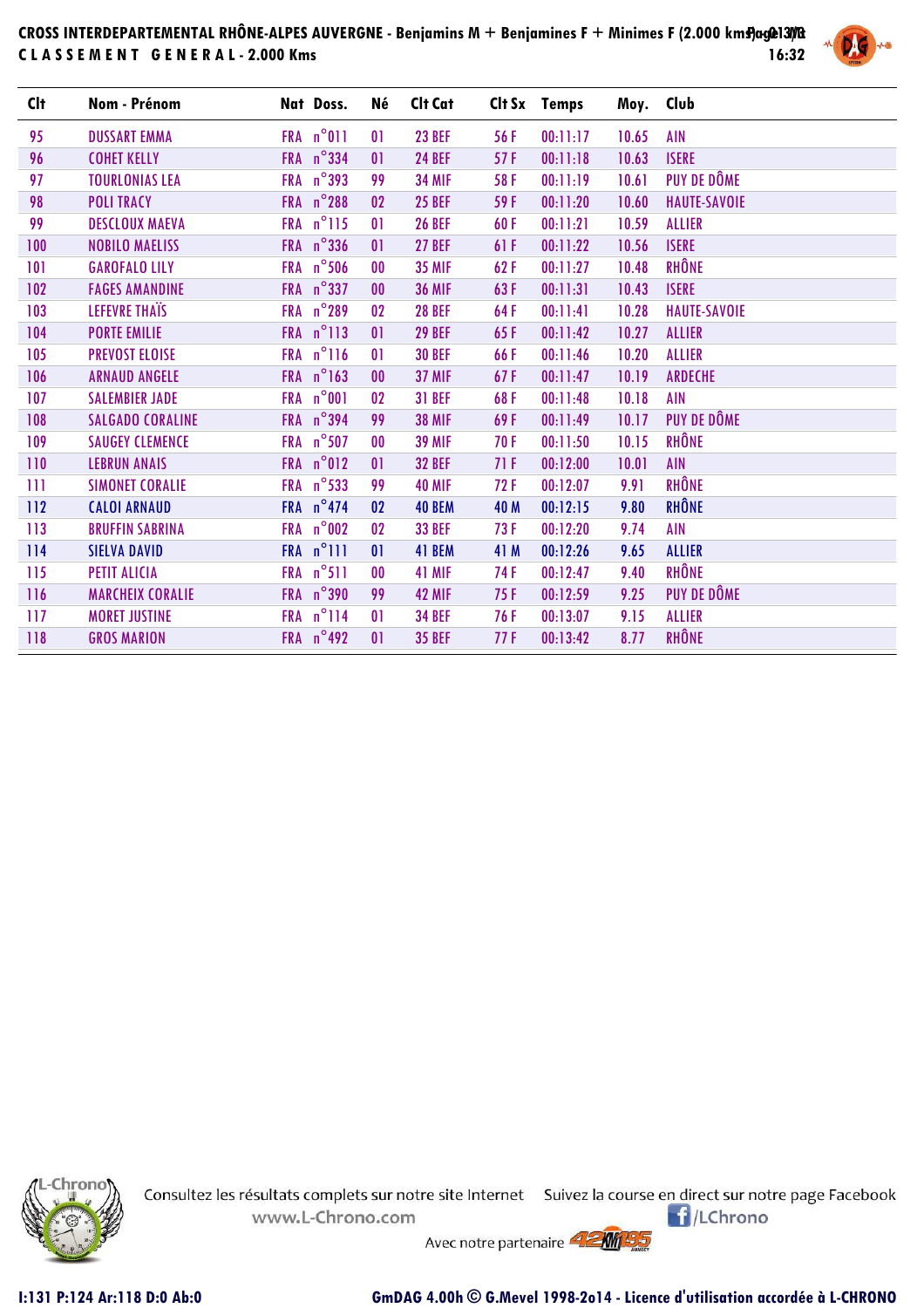**CROSS INTERDEPARTEMENTAL RHÔNE-ALPES AUVERGNE - Benjamins M + Benjamines F + Minimes F (2.000 kms)**
**C L A S S E M E N T   G E N E R A L - 2.000 Kms**

16:32

| Clt | Nom - Prénom | Nat | Doss. | Né | Clt Cat | Clt Sx | Temps | Moy. | Club |
|---|---|---|---|---|---|---|---|---|---|
| 95 | DUSSART EMMA | FRA | n°011 | 01 | 23 BEF | 56 F | 00:11:17 | 10.65 | AIN |
| 96 | COHET KELLY | FRA | n°334 | 01 | 24 BEF | 57 F | 00:11:18 | 10.63 | ISERE |
| 97 | TOURLONIAS LEA | FRA | n°393 | 99 | 34 MIF | 58 F | 00:11:19 | 10.61 | PUY DE DÔME |
| 98 | POLI TRACY | FRA | n°288 | 02 | 25 BEF | 59 F | 00:11:20 | 10.60 | HAUTE-SAVOIE |
| 99 | DESCLOUX MAEVA | FRA | n°115 | 01 | 26 BEF | 60 F | 00:11:21 | 10.59 | ALLIER |
| 100 | NOBILO MAELISS | FRA | n°336 | 01 | 27 BEF | 61 F | 00:11:22 | 10.56 | ISERE |
| 101 | GAROFALO LILY | FRA | n°506 | 00 | 35 MIF | 62 F | 00:11:27 | 10.48 | RHÔNE |
| 102 | FAGES AMANDINE | FRA | n°337 | 00 | 36 MIF | 63 F | 00:11:31 | 10.43 | ISERE |
| 103 | LEFEVRE THAÏS | FRA | n°289 | 02 | 28 BEF | 64 F | 00:11:41 | 10.28 | HAUTE-SAVOIE |
| 104 | PORTE EMILIE | FRA | n°113 | 01 | 29 BEF | 65 F | 00:11:42 | 10.27 | ALLIER |
| 105 | PREVOST ELOISE | FRA | n°116 | 01 | 30 BEF | 66 F | 00:11:46 | 10.20 | ALLIER |
| 106 | ARNAUD ANGELE | FRA | n°163 | 00 | 37 MIF | 67 F | 00:11:47 | 10.19 | ARDECHE |
| 107 | SALEMBIER JADE | FRA | n°001 | 02 | 31 BEF | 68 F | 00:11:48 | 10.18 | AIN |
| 108 | SALGADO CORALINE | FRA | n°394 | 99 | 38 MIF | 69 F | 00:11:49 | 10.17 | PUY DE DÔME |
| 109 | SAUGEY CLEMENCE | FRA | n°507 | 00 | 39 MIF | 70 F | 00:11:50 | 10.15 | RHÔNE |
| 110 | LEBRUN ANAIS | FRA | n°012 | 01 | 32 BEF | 71 F | 00:12:00 | 10.01 | AIN |
| 111 | SIMONET CORALIE | FRA | n°533 | 99 | 40 MIF | 72 F | 00:12:07 | 9.91 | RHÔNE |
| 112 | CALOI ARNAUD | FRA | n°474 | 02 | 40 BEM | 40 M | 00:12:15 | 9.80 | RHÔNE |
| 113 | BRUFFIN SABRINA | FRA | n°002 | 02 | 33 BEF | 73 F | 00:12:20 | 9.74 | AIN |
| 114 | SIELVA DAVID | FRA | n°111 | 01 | 41 BEM | 41 M | 00:12:26 | 9.65 | ALLIER |
| 115 | PETIT ALICIA | FRA | n°511 | 00 | 41 MIF | 74 F | 00:12:47 | 9.40 | RHÔNE |
| 116 | MARCHEIX CORALIE | FRA | n°390 | 99 | 42 MIF | 75 F | 00:12:59 | 9.25 | PUY DE DÔME |
| 117 | MORET JUSTINE | FRA | n°114 | 01 | 34 BEF | 76 F | 00:13:07 | 9.15 | ALLIER |
| 118 | GROS MARION | FRA | n°492 | 01 | 35 BEF | 77 F | 00:13:42 | 8.77 | RHÔNE |

Consultez les résultats complets sur notre site Internet www.L-Chrono.com

Suivez la course en direct sur notre page Facebook /LChrono

Avec notre partenaire 42KM195

I:131 P:124 Ar:118 D:0 Ab:0

GmDAG 4.00h © G.Mevel 1998-2o14 - Licence d'utilisation accordée à L-CHRONO